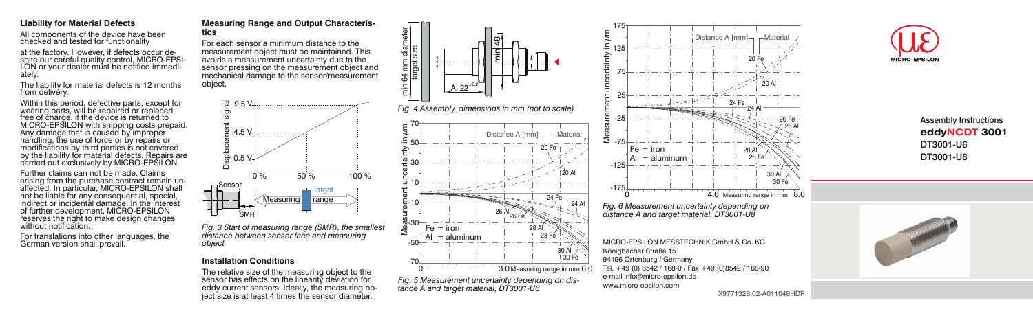## Liability for Material Defects

All components of the device have been checked and tested for functionality at the factory. However, if defects occur despite our careful quality control, MICRO-EPSILON or your dealer must be notified immediately.

The liability for material defects is 12 months from delivery.

Within this period, defective parts, except for wearing parts, will be repaired or replaced free of charge, if the device is returned to MICRO-EPSILON with shipping costs prepaid. Any damage that is caused by improper handling, the use of force or by repairs or modifications by third parties is not covered by the liability for material defects. Repairs are carried out exclusively by MICRO-EPSILON.

Further claims can not be made. Claims arising from the purchase contract remain unaffected. In particular, MICRO-EPSILON shall not be liable for any consequential, special, indirect or incidental damage. In the interest of further development, MICRO-EPSILON reserves the right to make design changes without notification.

For translations into other languages, the German version shall prevail.

## Measuring Range and Output Characteristics

For each sensor a minimum distance to the measurement object must be maintained. This avoids a measurement uncertainty due to the sensor pressing on the measurement object and mechanical damage to the sensor/measurement object.

*Fig. 3 Start of measuring range (SMR), the smallest distance between sensor face and measuring object*

## Installation Conditions

The relative size of the measuring object to the sensor has effects on the linearity deviation for eddy current sensors. Ideally, the measuring object size is at least 4 times the sensor diameter.

*Fig. 4 Assembly, dimensions in mm (not to scale)*

*Fig. 5 Measurement uncertainty depending on distance A and target material, DT3001-U6*

*Fig. 6 Measurement uncertainty depending on distance A and target material, DT3001-U8*

MICRO-EPSILON MESSTECHNIK GmbH & Co. KG
Königbacher Straße 15
94496 Ortenburg / Germany
Tel. +49 (0) 8542 / 168-0 / Fax +49 (0)8542 / 168-90
e-mail info@micro-epsilon.de
www.micro-epsilon.com

X9771328.02-A011048HDR

# Assembly Instructions

**eddyNCDT 3001**

DT3001-U6
DT3001-U8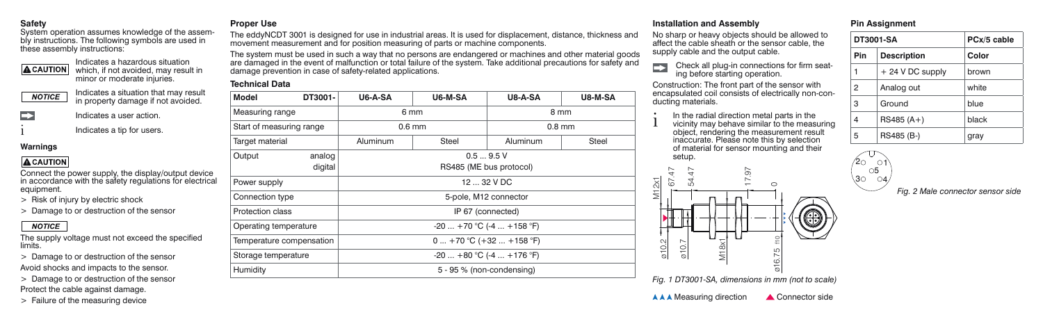## Safety

System operation assumes knowledge of the assembly instructions. The following symbols are used in these assembly instructions:

**CAUTION** Indicates a hazardous situation which, if not avoided, may result in minor or moderate injuries.

*NOTICE* Indicates a situation that may result in property damage if not avoided.

Indicates a user action.

i Indicates a tip for users.

### Warnings

**CAUTION**

Connect the power supply, the display/output device in accordance with the safety regulations for electrical equipment.

> Risk of injury by electric shock

> Damage to or destruction of the sensor

*NOTICE*

The supply voltage must not exceed the specified limits.

> Damage to or destruction of the sensor

Avoid shocks and impacts to the sensor.

> Damage to or destruction of the sensor

Protect the cable against damage.

> Failure of the measuring device

## Proper Use

The eddyNCDT 3001 is designed for use in industrial areas. It is used for displacement, distance, thickness and movement measurement and for position measuring of parts or machine components.

The system must be used in such a way that no persons are endangered or machines and other material goods are damaged in the event of malfunction or total failure of the system. Take additional precautions for safety and damage prevention in case of safety-related applications.

### Technical Data

| Model | DT3001- | U6-A-SA | U6-M-SA | U8-A-SA | U8-M-SA |
|---|---|---|---|---|---|
| Measuring range | | 6 mm | | 8 mm | |
| Start of measuring range | | 0.6 mm | | 0.8 mm | |
| Target material | | Aluminum | Steel | Aluminum | Steel |
| Output | analog | 0.5 ... 9.5 V | | | |
| | digital | RS485 (ME bus protocol) | | | |
| Power supply | | 12 ... 32 V DC | | | |
| Connection type | | 5-pole, M12 connector | | | |
| Protection class | | IP 67 (connected) | | | |
| Operating temperature | | -20 ... +70 °C (-4 ... +158 °F) | | | |
| Temperature compensation | | 0 ... +70 °C (+32 ... +158 °F) | | | |
| Storage temperature | | -20 ... +80 °C (-4 ... +176 °F) | | | |
| Humidity | | 5 - 95 % (non-condensing) | | | |

## Installation and Assembly

No sharp or heavy objects should be allowed to affect the cable sheath or the sensor cable, the supply cable and the output cable.

Check all plug-in connections for firm seating before starting operation.

Construction: The front part of the sensor with encapsulated coil consists of electrically non-conducting materials.

i In the radial direction metal parts in the vicinity may behave similar to the measuring object, rendering the measurement result inaccurate. Please note this by selection of material for sensor mounting and their setup.

M12x1
67.47
54.47
17.97
0
ø10.2
ø10.7
M18x1
ø16.75
f10

*Fig. 1 DT3001-SA, dimensions in mm (not to scale)*

▲▲▲ Measuring direction ▲ Connector side

## Pin Assignment

| DT3001-SA | | PCx/5 cable |
|---|---|---|
| Pin | Description | Color |
| 1 | + 24 V DC supply | brown |
| 2 | Analog out | white |
| 3 | Ground | blue |
| 4 | RS485 (A+) | black |
| 5 | RS485 (B-) | gray |

2 1
5
3 4

*Fig. 2 Male connector sensor side*